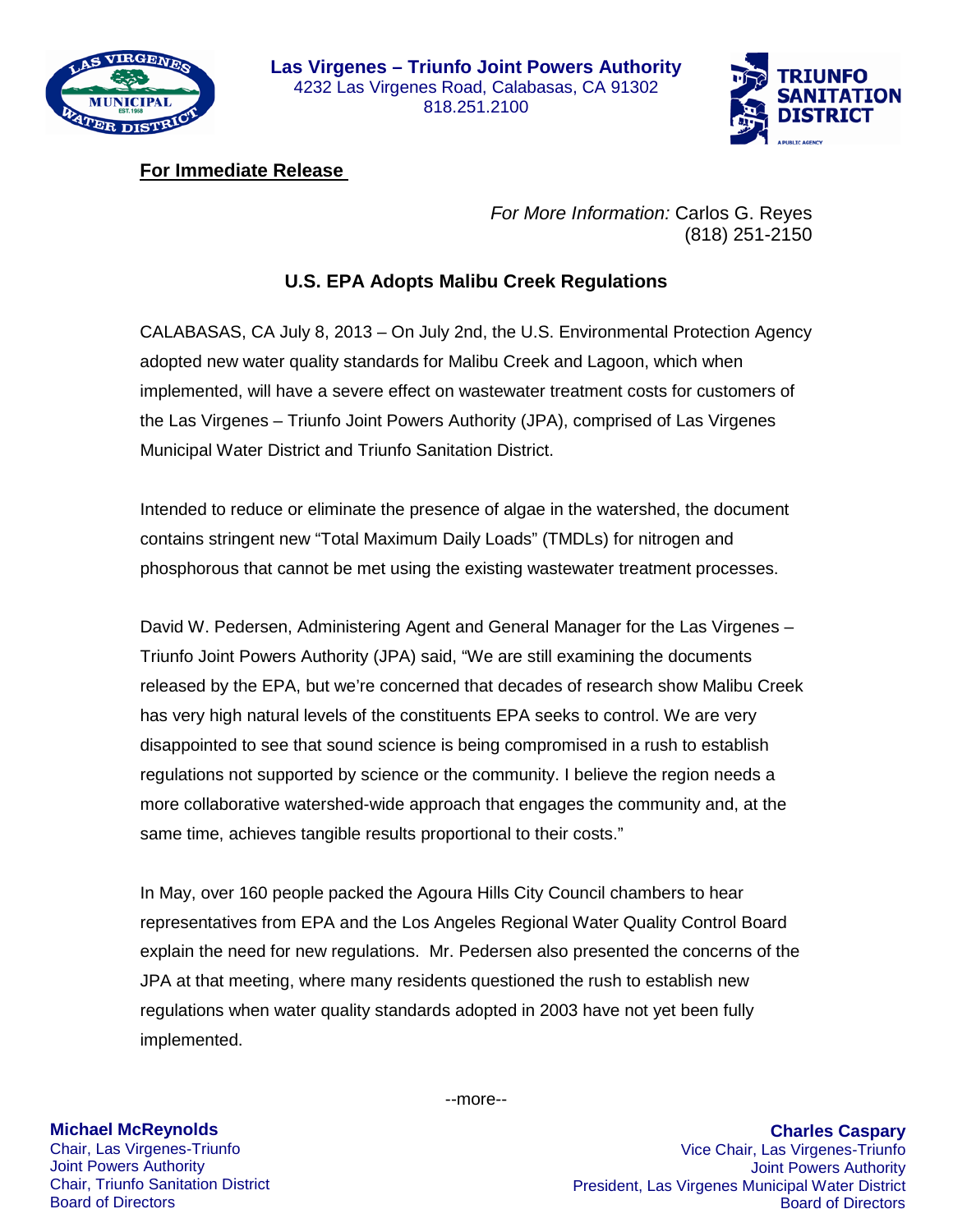**Las Virgenes – Triunfo Joint Powers Authority**
4232 Las Virgenes Road, Calabasas, CA 91302
818.251.2100

**For Immediate Release**

*For More Information:* Carlos G. Reyes
(818) 251-2150

## U.S. EPA Adopts Malibu Creek Regulations

CALABASAS, CA July 8, 2013 – On July 2nd, the U.S. Environmental Protection Agency adopted new water quality standards for Malibu Creek and Lagoon, which when implemented, will have a severe effect on wastewater treatment costs for customers of the Las Virgenes – Triunfo Joint Powers Authority (JPA), comprised of Las Virgenes Municipal Water District and Triunfo Sanitation District.

Intended to reduce or eliminate the presence of algae in the watershed, the document contains stringent new "Total Maximum Daily Loads" (TMDLs) for nitrogen and phosphorous that cannot be met using the existing wastewater treatment processes.

David W. Pedersen, Administering Agent and General Manager for the Las Virgenes – Triunfo Joint Powers Authority (JPA) said, "We are still examining the documents released by the EPA, but we're concerned that decades of research show Malibu Creek has very high natural levels of the constituents EPA seeks to control. We are very disappointed to see that sound science is being compromised in a rush to establish regulations not supported by science or the community. I believe the region needs a more collaborative watershed-wide approach that engages the community and, at the same time, achieves tangible results proportional to their costs."

In May, over 160 people packed the Agoura Hills City Council chambers to hear representatives from EPA and the Los Angeles Regional Water Quality Control Board explain the need for new regulations. Mr. Pedersen also presented the concerns of the JPA at that meeting, where many residents questioned the rush to establish new regulations when water quality standards adopted in 2003 have not yet been fully implemented.

--more--

**Michael McReynolds**
Chair, Las Virgenes-Triunfo Joint Powers Authority
Chair, Triunfo Sanitation District Board of Directors

**Charles Caspary**
Vice Chair, Las Virgenes-Triunfo Joint Powers Authority
President, Las Virgenes Municipal Water District Board of Directors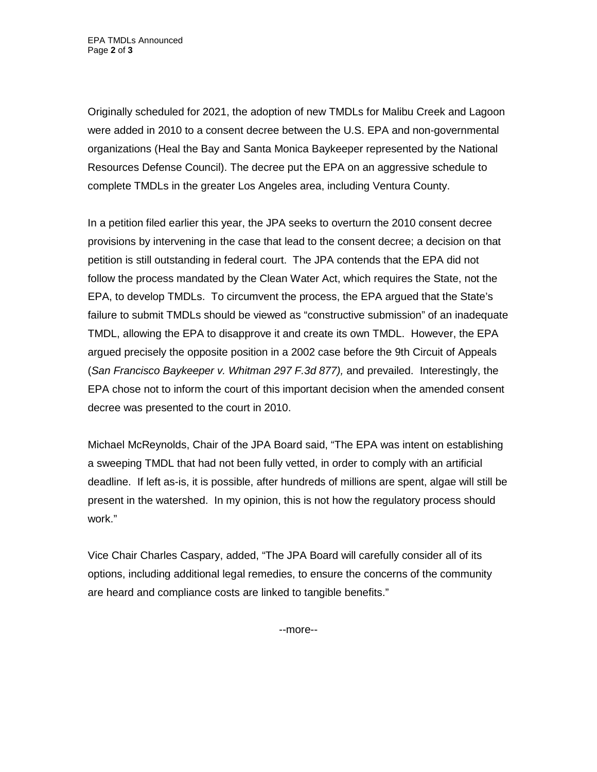Originally scheduled for 2021, the adoption of new TMDLs for Malibu Creek and Lagoon were added in 2010 to a consent decree between the U.S. EPA and non-governmental organizations (Heal the Bay and Santa Monica Baykeeper represented by the National Resources Defense Council). The decree put the EPA on an aggressive schedule to complete TMDLs in the greater Los Angeles area, including Ventura County.

In a petition filed earlier this year, the JPA seeks to overturn the 2010 consent decree provisions by intervening in the case that lead to the consent decree; a decision on that petition is still outstanding in federal court. The JPA contends that the EPA did not follow the process mandated by the Clean Water Act, which requires the State, not the EPA, to develop TMDLs. To circumvent the process, the EPA argued that the State's failure to submit TMDLs should be viewed as "constructive submission" of an inadequate TMDL, allowing the EPA to disapprove it and create its own TMDL. However, the EPA argued precisely the opposite position in a 2002 case before the 9th Circuit of Appeals (*San Francisco Baykeeper v. Whitman 297 F.3d 877),* and prevailed. Interestingly, the EPA chose not to inform the court of this important decision when the amended consent decree was presented to the court in 2010.

Michael McReynolds, Chair of the JPA Board said, "The EPA was intent on establishing a sweeping TMDL that had not been fully vetted, in order to comply with an artificial deadline. If left as-is, it is possible, after hundreds of millions are spent, algae will still be present in the watershed. In my opinion, this is not how the regulatory process should work."

Vice Chair Charles Caspary, added, "The JPA Board will carefully consider all of its options, including additional legal remedies, to ensure the concerns of the community are heard and compliance costs are linked to tangible benefits."

--more--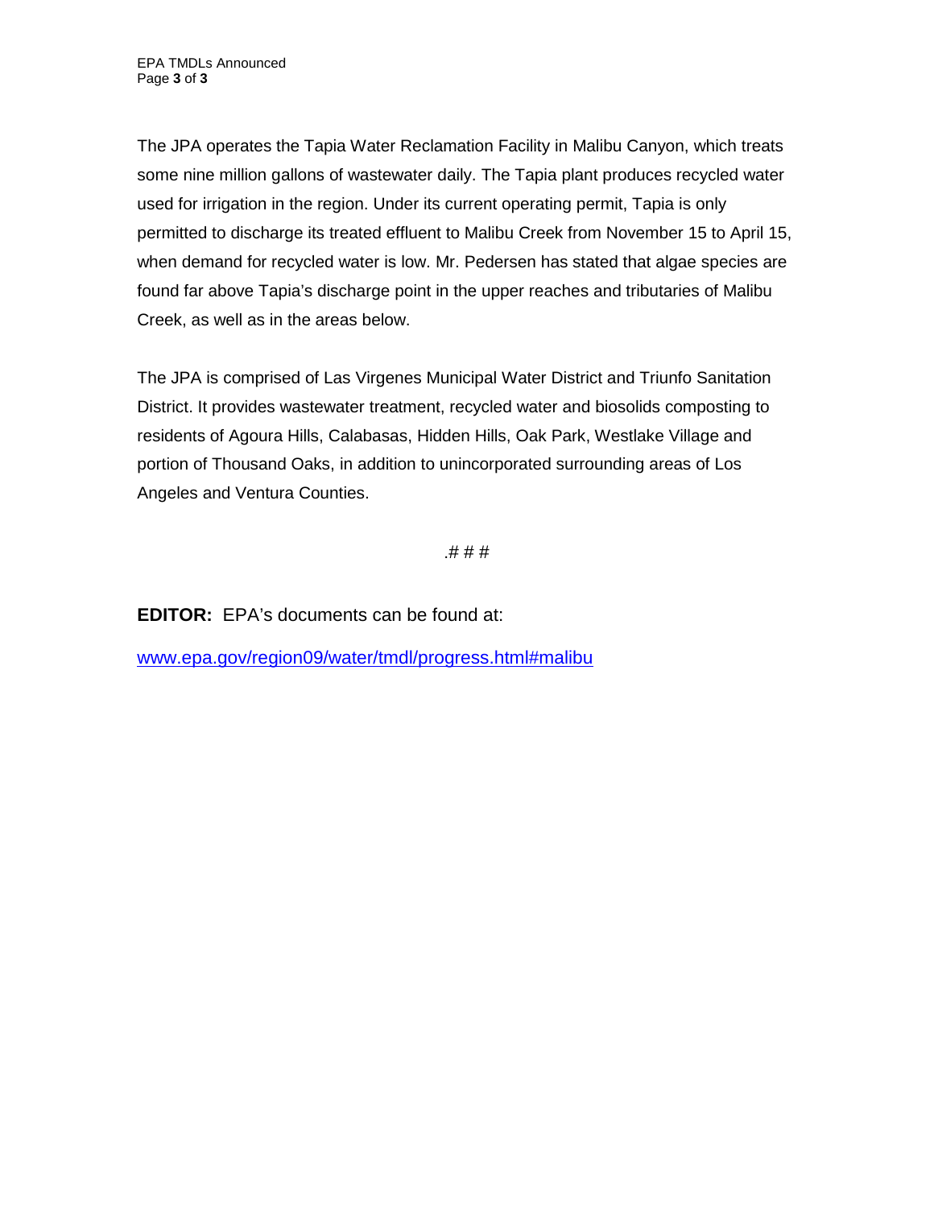The JPA operates the Tapia Water Reclamation Facility in Malibu Canyon, which treats some nine million gallons of wastewater daily. The Tapia plant produces recycled water used for irrigation in the region. Under its current operating permit, Tapia is only permitted to discharge its treated effluent to Malibu Creek from November 15 to April 15, when demand for recycled water is low. Mr. Pedersen has stated that algae species are found far above Tapia's discharge point in the upper reaches and tributaries of Malibu Creek, as well as in the areas below.

The JPA is comprised of Las Virgenes Municipal Water District and Triunfo Sanitation District. It provides wastewater treatment, recycled water and biosolids composting to residents of Agoura Hills, Calabasas, Hidden Hills, Oak Park, Westlake Village and portion of Thousand Oaks, in addition to unincorporated surrounding areas of Los Angeles and Ventura Counties.

.# # #

**EDITOR:** EPA's documents can be found at:

www.epa.gov/region09/water/tmdl/progress.html#malibu